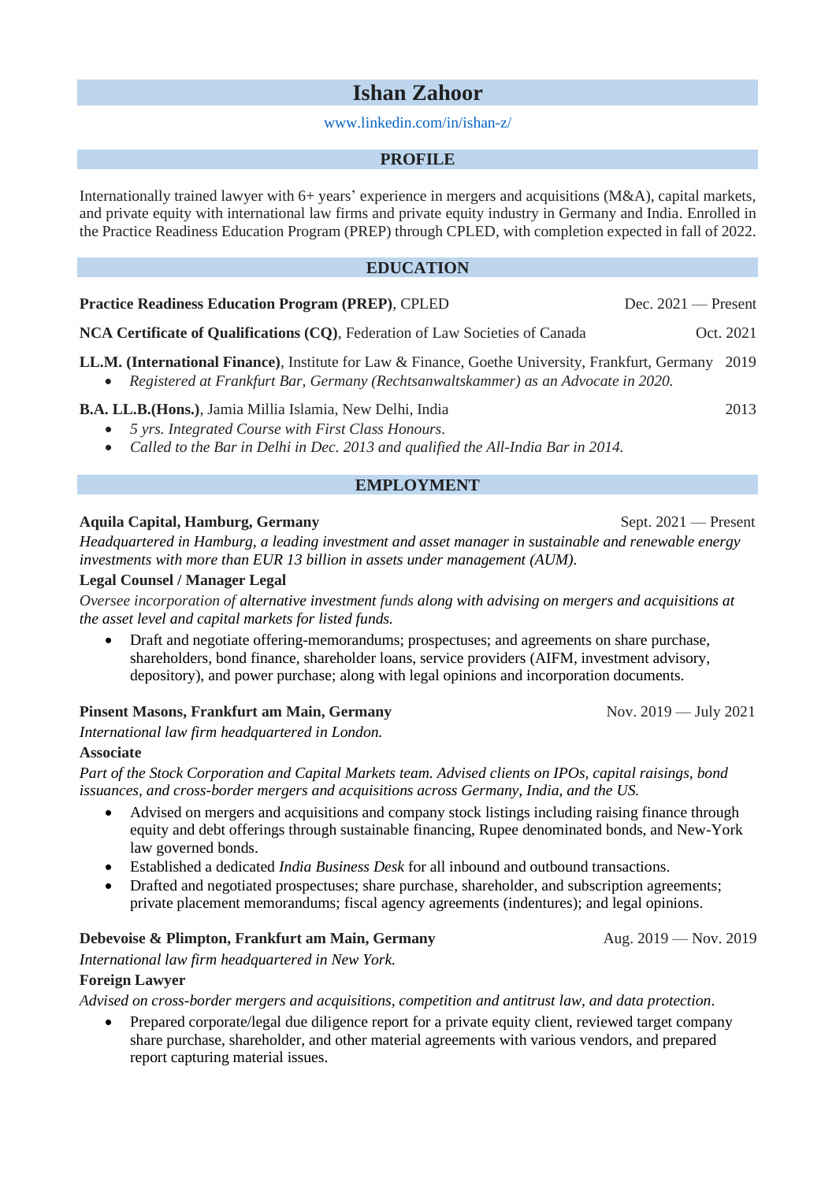# Ishan Zahoor

www.linkedin.com/in/ishan-z/

## PROFILE

Internationally trained lawyer with 6+ years' experience in mergers and acquisitions (M&A), capital markets, and private equity with international law firms and private equity industry in Germany and India. Enrolled in the Practice Readiness Education Program (PREP) through CPLED, with completion expected in fall of 2022.

## EDUCATION

**Practice Readiness Education Program (PREP)**, CPLED — Dec. 2021 — Present

**NCA Certificate of Qualifications (CQ)**, Federation of Law Societies of Canada — Oct. 2021

**LL.M. (International Finance)**, Institute for Law & Finance, Goethe University, Frankfurt, Germany — 2019

- *Registered at Frankfurt Bar, Germany (Rechtsanwaltskammer) as an Advocate in 2020.*

**B.A. LL.B.(Hons.)**, Jamia Millia Islamia, New Delhi, India — 2013

- *5 yrs. Integrated Course with First Class Honours.*
- *Called to the Bar in Delhi in Dec. 2013 and qualified the All-India Bar in 2014.*

## EMPLOYMENT

**Aquila Capital, Hamburg, Germany** — Sept. 2021 — Present

*Headquartered in Hamburg, a leading investment and asset manager in sustainable and renewable energy investments with more than EUR 13 billion in assets under management (AUM).*

**Legal Counsel / Manager Legal**

*Oversee incorporation of alternative investment funds along with advising on mergers and acquisitions at the asset level and capital markets for listed funds.*

- Draft and negotiate offering-memorandums; prospectuses; and agreements on share purchase, shareholders, bond finance, shareholder loans, service providers (AIFM, investment advisory, depository), and power purchase; along with legal opinions and incorporation documents.

**Pinsent Masons, Frankfurt am Main, Germany** — Nov. 2019 — July 2021

*International law firm headquartered in London.*

**Associate**

*Part of the Stock Corporation and Capital Markets team. Advised clients on IPOs, capital raisings, bond issuances, and cross-border mergers and acquisitions across Germany, India, and the US.*

- Advised on mergers and acquisitions and company stock listings including raising finance through equity and debt offerings through sustainable financing, Rupee denominated bonds, and New-York law governed bonds.
- Established a dedicated *India Business Desk* for all inbound and outbound transactions.
- Drafted and negotiated prospectuses; share purchase, shareholder, and subscription agreements; private placement memorandums; fiscal agency agreements (indentures); and legal opinions.

**Debevoise & Plimpton, Frankfurt am Main, Germany** — Aug. 2019 — Nov. 2019

*International law firm headquartered in New York.*

**Foreign Lawyer**

*Advised on cross-border mergers and acquisitions, competition and antitrust law, and data protection*.

- Prepared corporate/legal due diligence report for a private equity client, reviewed target company share purchase, shareholder, and other material agreements with various vendors, and prepared report capturing material issues.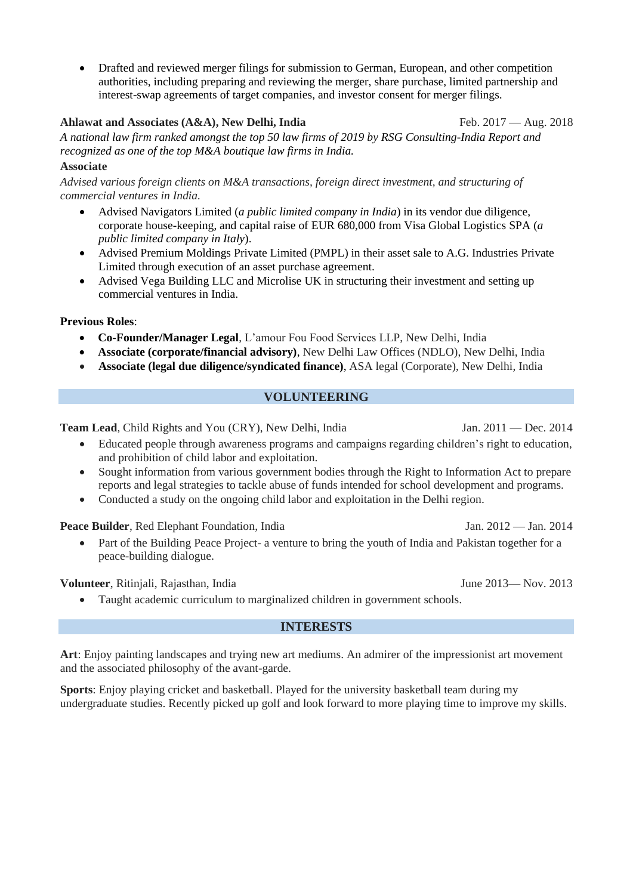- Drafted and reviewed merger filings for submission to German, European, and other competition authorities, including preparing and reviewing the merger, share purchase, limited partnership and interest-swap agreements of target companies, and investor consent for merger filings.

**Ahlawat and Associates (A&A), New Delhi, India** Feb. 2017 — Aug. 2018

*A national law firm ranked amongst the top 50 law firms of 2019 by RSG Consulting-India Report and recognized as one of the top M&A boutique law firms in India.*

**Associate**

*Advised various foreign clients on M&A transactions, foreign direct investment, and structuring of commercial ventures in India.*

- Advised Navigators Limited (*a public limited company in India*) in its vendor due diligence, corporate house-keeping, and capital raise of EUR 680,000 from Visa Global Logistics SPA (*a public limited company in Italy*).
- Advised Premium Moldings Private Limited (PMPL) in their asset sale to A.G. Industries Private Limited through execution of an asset purchase agreement.
- Advised Vega Building LLC and Microlise UK in structuring their investment and setting up commercial ventures in India.

**Previous Roles**:

- **Co-Founder/Manager Legal**, L'amour Fou Food Services LLP, New Delhi, India
- **Associate (corporate/financial advisory)**, New Delhi Law Offices (NDLO), New Delhi, India
- **Associate (legal due diligence/syndicated finance)**, ASA legal (Corporate), New Delhi, India

## VOLUNTEERING

**Team Lead**, Child Rights and You (CRY), New Delhi, India Jan. 2011 — Dec. 2014

- Educated people through awareness programs and campaigns regarding children's right to education, and prohibition of child labor and exploitation.
- Sought information from various government bodies through the Right to Information Act to prepare reports and legal strategies to tackle abuse of funds intended for school development and programs.
- Conducted a study on the ongoing child labor and exploitation in the Delhi region.

**Peace Builder**, Red Elephant Foundation, India Jan. 2012 — Jan. 2014

- Part of the Building Peace Project- a venture to bring the youth of India and Pakistan together for a peace-building dialogue.

**Volunteer**, Ritinjali, Rajasthan, India June 2013— Nov. 2013

- Taught academic curriculum to marginalized children in government schools.

## INTERESTS

**Art**: Enjoy painting landscapes and trying new art mediums. An admirer of the impressionist art movement and the associated philosophy of the avant-garde.

**Sports**: Enjoy playing cricket and basketball. Played for the university basketball team during my undergraduate studies. Recently picked up golf and look forward to more playing time to improve my skills.